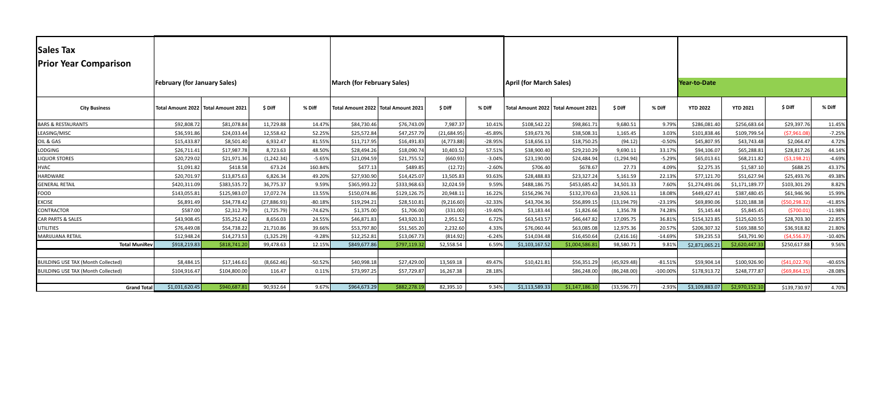# Sales Tax
## Prior Year Comparison

| City Business | February (for January Sales) | | | | March (for February Sales) | | | | April (for March Sales) | | | | Year-to-Date | | | |
|---|---|---|---|---|---|---|---|---|---|---|---|---|---|---|---|---|
| | Total Amount 2022 | Total Amount 2021 | $ Diff | % Diff | Total Amount 2022 | Total Amount 2021 | $ Diff | % Diff | Total Amount 2022 | Total Amount 2021 | $ Diff | % Diff | YTD 2022 | YTD 2021 | $ Diff | % Diff |
| BARS & RESTAURANTS | $92,808.72 | $81,078.84 | 11,729.88 | 14.47% | $84,730.46 | $76,743.09 | 7,987.37 | 10.41% | $108,542.22 | $98,861.71 | 9,680.51 | 9.79% | $286,081.40 | $256,683.64 | $29,397.76 | 11.45% |
| LEASING/MISC | $36,591.86 | $24,033.44 | 12,558.42 | 52.25% | $25,572.84 | $47,257.79 | (21,684.95) | -45.89% | $39,673.76 | $38,508.31 | 1,165.45 | 3.03% | $101,838.46 | $109,799.54 | ($7,961.08) | -7.25% |
| OIL & GAS | $15,433.87 | $8,501.40 | 6,932.47 | 81.55% | $11,717.95 | $16,491.83 | (4,773.88) | -28.95% | $18,656.13 | $18,750.25 | (94.12) | -0.50% | $45,807.95 | $43,743.48 | $2,064.47 | 4.72% |
| LODGING | $26,711.41 | $17,987.78 | 8,723.63 | 48.50% | $28,494.26 | $18,090.74 | 10,403.52 | 57.51% | $38,900.40 | $29,210.29 | 9,690.11 | 33.17% | $94,106.07 | $65,288.81 | $28,817.26 | 44.14% |
| LIQUOR STORES | $20,729.02 | $21,971.36 | (1,242.34) | -5.65% | $21,094.59 | $21,755.52 | (660.93) | -3.04% | $23,190.00 | $24,484.94 | (1,294.94) | -5.29% | $65,013.61 | $68,211.82 | ($3,198.21) | -4.69% |
| HVAC | $1,091.82 | $418.58 | 673.24 | 160.84% | $477.13 | $489.85 | (12.72) | -2.60% | $706.40 | $678.67 | 27.73 | 4.09% | $2,275.35 | $1,587.10 | $688.25 | 43.37% |
| HARDWARE | $20,701.97 | $13,875.63 | 6,826.34 | 49.20% | $27,930.90 | $14,425.07 | 13,505.83 | 93.63% | $28,488.83 | $23,327.24 | 5,161.59 | 22.13% | $77,121.70 | $51,627.94 | $25,493.76 | 49.38% |
| GENERAL RETAIL | $420,311.09 | $383,535.72 | 36,775.37 | 9.59% | $365,993.22 | $333,968.63 | 32,024.59 | 9.59% | $488,186.75 | $453,685.42 | 34,501.33 | 7.60% | $1,274,491.06 | $1,171,189.77 | $103,301.29 | 8.82% |
| FOOD | $143,055.81 | $125,983.07 | 17,072.74 | 13.55% | $150,074.86 | $129,126.75 | 20,948.11 | 16.22% | $156,296.74 | $132,370.63 | 23,926.11 | 18.08% | $449,427.41 | $387,480.45 | $61,946.96 | 15.99% |
| EXCISE | $6,891.49 | $34,778.42 | (27,886.93) | -80.18% | $19,294.21 | $28,510.81 | (9,216.60) | -32.33% | $43,704.36 | $56,899.15 | (13,194.79) | -23.19% | $69,890.06 | $120,188.38 | ($50,298.32) | -41.85% |
| CONTRACTOR | $587.00 | $2,312.79 | (1,725.79) | -74.62% | $1,375.00 | $1,706.00 | (331.00) | -19.40% | $3,183.44 | $1,826.66 | 1,356.78 | 74.28% | $5,145.44 | $5,845.45 | ($700.01) | -11.98% |
| CAR PARTS & SALES | $43,908.45 | $35,252.42 | 8,656.03 | 24.55% | $46,871.83 | $43,920.31 | 2,951.52 | 6.72% | $63,543.57 | $46,447.82 | 17,095.75 | 36.81% | $154,323.85 | $125,620.55 | $28,703.30 | 22.85% |
| UTILITIES | $76,449.08 | $54,738.22 | 21,710.86 | 39.66% | $53,797.80 | $51,565.20 | 2,232.60 | 4.33% | $76,060.44 | $63,085.08 | 12,975.36 | 20.57% | $206,307.32 | $169,388.50 | $36,918.82 | 21.80% |
| MARIJUANA RETAIL | $12,948.24 | $14,273.53 | (1,325.29) | -9.28% | $12,252.81 | $13,067.73 | (814.92) | -6.24% | $14,034.48 | $16,450.64 | (2,416.16) | -14.69% | $39,235.53 | $43,791.90 | ($4,556.37) | -10.40% |
| **Total MuniRev** | $918,219.83 | $818,741.20 | 99,478.63 | 12.15% | $849,677.86 | $797,119.32 | 52,558.54 | 6.59% | $1,103,167.52 | $1,004,586.81 | 98,580.71 | 9.81% | $2,871,065.21 | $2,620,447.33 | $250,617.88 | 9.56% |
| | | | | | | | | | | | | | | | | |
| BUILDING USE TAX (Month Collected) | $8,484.15 | $17,146.61 | (8,662.46) | -50.52% | $40,998.18 | $27,429.00 | 13,569.18 | 49.47% | $10,421.81 | $56,351.29 | (45,929.48) | -81.51% | $59,904.14 | $100,926.90 | ($41,022.76) | -40.65% |
| BUILDING USE TAX (Month Collected) | $104,916.47 | $104,800.00 | 116.47 | 0.11% | $73,997.25 | $57,729.87 | 16,267.38 | 28.18% | | $86,248.00 | (86,248.00) | -100.00% | $178,913.72 | $248,777.87 | ($69,864.15) | -28.08% |
| | | | | | | | | | | | | | | | | |
| **Grand Total** | $1,031,620.45 | $940,687.81 | 90,932.64 | 9.67% | $964,673.29 | $882,278.19 | 82,395.10 | 9.34% | $1,113,589.33 | $1,147,186.10 | (33,596.77) | -2.93% | $3,109,883.07 | $2,970,152.10 | $139,730.97 | 4.70% |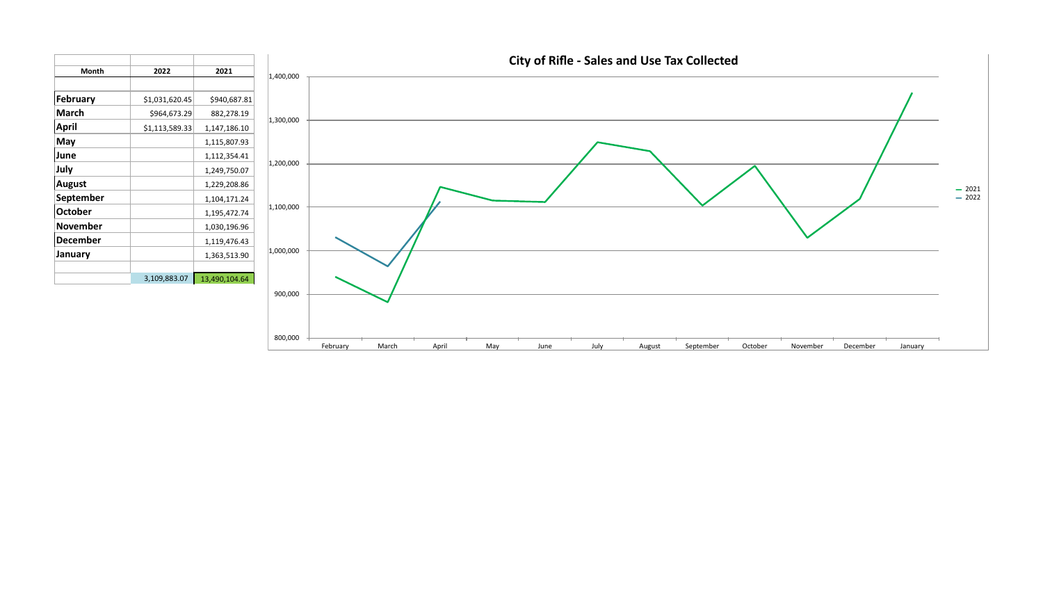| Month | 2022 | 2021 |
|---|---|---|
| **February** | $1,031,620.45 | $940,687.81 |
| **March** | $964,673.29 | 882,278.19 |
| **April** | $1,113,589.33 | 1,147,186.10 |
| **May** | | 1,115,807.93 |
| **June** | | 1,112,354.41 |
| **July** | | 1,249,750.07 |
| **August** | | 1,229,208.86 |
| **September** | | 1,104,171.24 |
| **October** | | 1,195,472.74 |
| **November** | | 1,030,196.96 |
| **December** | | 1,119,476.43 |
| **January** | | 1,363,513.90 |
| | 3,109,883.07 | 13,490,104.64 |

**City of Rifle - Sales and Use Tax Collected**

1,400,000
1,300,000
1,200,000
1,100,000
1,000,000
900,000
800,000

February March April May June July August September October November December January

2021
2022